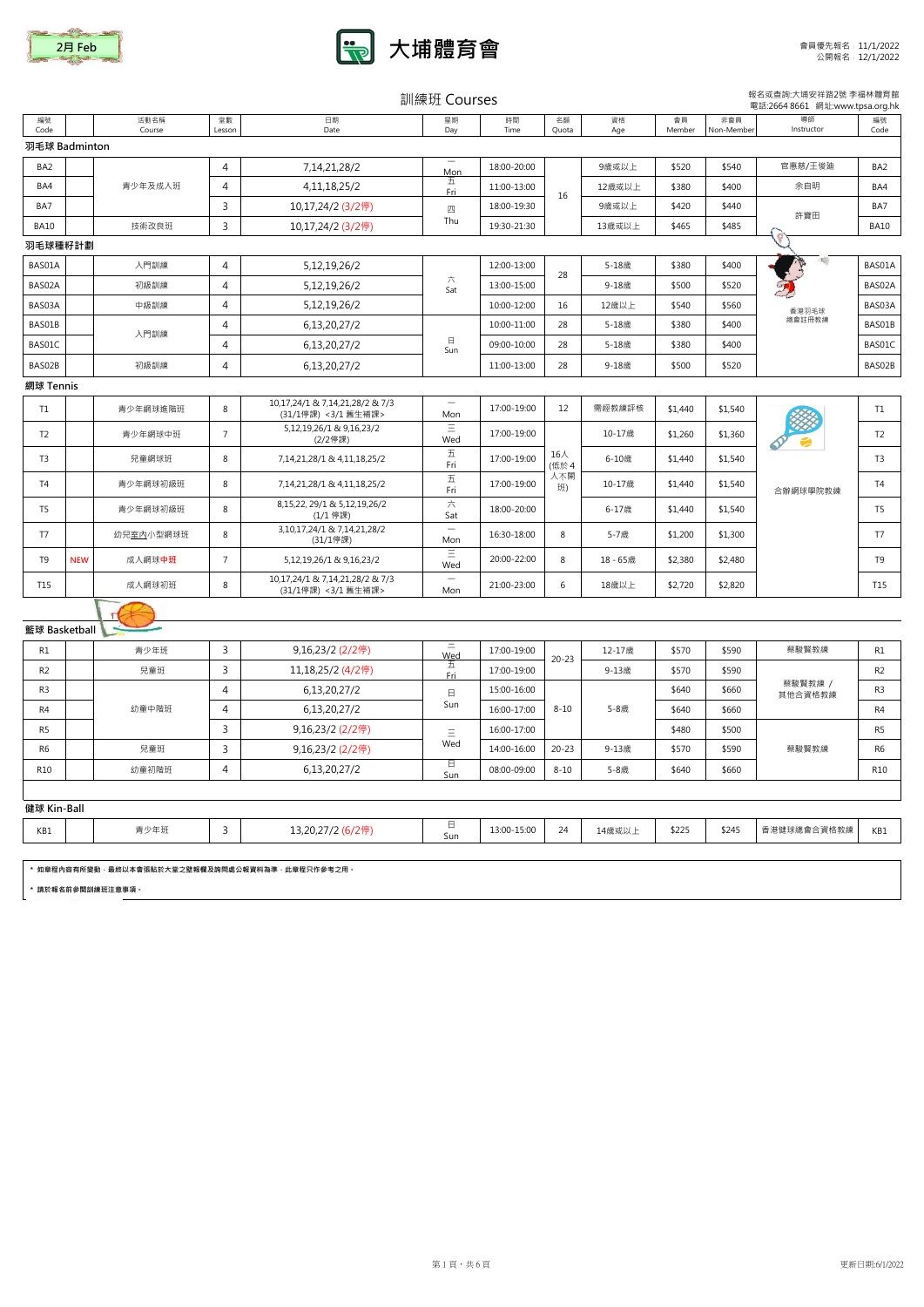2月 Feb

# 大埔體育會

會員優先報名：11/1/2022
公開報名：12/1/2022

## 訓練班 Courses

報名或查詢:大埔安祥路2號 李福林體育館
電話:2664 8661 網址:www.tpsa.org.hk

| 編號 Code | | 活動名稱 Course | 堂數 Lesson | 日期 Date | 星期 Day | 時間 Time | 名額 Quota | 資格 Age | 會員 Member | 非會員 Non-Member | 導師 Instructor | 編號 Code |
|---|---|---|---|---|---|---|---|---|---|---|---|---|
| **羽毛球 Badminton** | | | | | | | | | | | | |
| BA2 | | 青少年及成人班 | 4 | 7,14,21,28/2 | 一 Mon | 18:00-20:00 | 16 | 9歲或以上 | $520 | $540 | 官惠慈/王俊廸 | BA2 |
| BA4 | | 青少年及成人班 | 4 | 4,11,18,25/2 | 五 Fri | 11:00-13:00 | 16 | 12歲或以上 | $380 | $400 | 余自明 | BA4 |
| BA7 | | 青少年及成人班 | 3 | 10,17,24/2 (3/2停) | 四 Thu | 18:00-19:30 | 16 | 9歲或以上 | $420 | $440 | 許寶田 | BA7 |
| BA10 | | 技術改良班 | 3 | 10,17,24/2 (3/2停) | 四 Thu | 19:30-21:30 | 16 | 13歲或以上 | $465 | $485 | 許寶田 | BA10 |
| **羽毛球種籽計劃** | | | | | | | | | | | | |
| BAS01A | | 入門訓練 | 4 | 5,12,19,26/2 | 六 Sat | 12:00-13:00 | 28 | 5-18歲 | $380 | $400 | 香港羽毛球總會註冊教練 | BAS01A |
| BAS02A | | 初級訓練 | 4 | 5,12,19,26/2 | 六 Sat | 13:00-15:00 | 28 | 9-18歲 | $500 | $520 | 香港羽毛球總會註冊教練 | BAS02A |
| BAS03A | | 中級訓練 | 4 | 5,12,19,26/2 | 六 Sat | 10:00-12:00 | 16 | 12歲以上 | $540 | $560 | 香港羽毛球總會註冊教練 | BAS03A |
| BAS01B | | 入門訓練 | 4 | 6,13,20,27/2 | 日 Sun | 10:00-11:00 | 28 | 5-18歲 | $380 | $400 | 香港羽毛球總會註冊教練 | BAS01B |
| BAS01C | | 入門訓練 | 4 | 6,13,20,27/2 | 日 Sun | 09:00-10:00 | 28 | 5-18歲 | $380 | $400 | 香港羽毛球總會註冊教練 | BAS01C |
| BAS02B | | 初級訓練 | 4 | 6,13,20,27/2 | 日 Sun | 11:00-13:00 | 28 | 9-18歲 | $500 | $520 | 香港羽毛球總會註冊教練 | BAS02B |
| **網球 Tennis** | | | | | | | | | | | | |
| T1 | | 青少年網球進階班 | 8 | 10,17,24/1 & 7,14,21,28/2 & 7/3 (31/1停課) <3/1 舊生補課> | 一 Mon | 17:00-19:00 | 12 | 需經教練評核 | $1,440 | $1,540 | 合辦網球學院教練 | T1 |
| T2 | | 青少年網球中班 | 7 | 5,12,19,26/1 & 9,16,23/2 (2/2停課) | 三 Wed | 17:00-19:00 | 16人 (低於4人不開班) | 10-17歲 | $1,260 | $1,360 | 合辦網球學院教練 | T2 |
| T3 | | 兒童網球班 | 8 | 7,14,21,28/1 & 4,11,18,25/2 | 五 Fri | 17:00-19:00 | 16人 (低於4人不開班) | 6-10歲 | $1,440 | $1,540 | 合辦網球學院教練 | T3 |
| T4 | | 青少年網球初級班 | 8 | 7,14,21,28/1 & 4,11,18,25/2 | 五 Fri | 17:00-19:00 | 16人 (低於4人不開班) | 10-17歲 | $1,440 | $1,540 | 合辦網球學院教練 | T4 |
| T5 | | 青少年網球初級班 | 8 | 8,15,22, 29/1 & 5,12,19,26/2 (1/1 停課) | 六 Sat | 18:00-20:00 | 16人 (低於4人不開班) | 6-17歲 | $1,440 | $1,540 | 合辦網球學院教練 | T5 |
| T7 | | 幼兒室內小型網球班 | 8 | 3,10,17,24/1 & 7,14,21,28/2 (31/1停課) | 一 Mon | 16:30-18:00 | 8 | 5-7歲 | $1,200 | $1,300 | 合辦網球學院教練 | T7 |
| T9 | NEW | 成人網球中班 | 7 | 5,12,19,26/1 & 9,16,23/2 | 三 Wed | 20:00-22:00 | 8 | 18 - 65歲 | $2,380 | $2,480 | 合辦網球學院教練 | T9 |
| T15 | | 成人網球初班 | 8 | 10,17,24/1 & 7,14,21,28/2 & 7/3 (31/1停課) <3/1 舊生補課> | 一 Mon | 21:00-23:00 | 6 | 18歲以上 | $2,720 | $2,820 | 合辦網球學院教練 | T15 |
| **籃球 Basketball** | | | | | | | | | | | | |
| R1 | | 青少年班 | 3 | 9,16,23/2 (2/2停) | 三 Wed | 17:00-19:00 | 20-23 | 12-17歲 | $570 | $590 | 蔡駿賢教練 | R1 |
| R2 | | 兒童班 | 3 | 11,18,25/2 (4/2停) | 五 Fri | 17:00-19:00 | 20-23 | 9-13歲 | $570 | $590 | 蔡駿賢教練 / 其他合資格教練 | R2 |
| R3 | | 幼童中階班 | 4 | 6,13,20,27/2 | 日 Sun | 15:00-16:00 | 8-10 | 5-8歲 | $640 | $660 | 蔡駿賢教練 / 其他合資格教練 | R3 |
| R4 | | 幼童中階班 | 4 | 6,13,20,27/2 | 日 Sun | 16:00-17:00 | 8-10 | 5-8歲 | $640 | $660 | 蔡駿賢教練 / 其他合資格教練 | R4 |
| R5 | | 幼童中階班 | 3 | 9,16,23/2 (2/2停) | 三 Wed | 16:00-17:00 | 8-10 | 5-8歲 | $480 | $500 | 蔡駿賢教練 / 其他合資格教練 | R5 |
| R6 | | 兒童班 | 3 | 9,16,23/2 (2/2停) | 三 Wed | 14:00-16:00 | 20-23 | 9-13歲 | $570 | $590 | 蔡駿賢教練 | R6 |
| R10 | | 幼童初階班 | 4 | 6,13,20,27/2 | 日 Sun | 08:00-09:00 | 8-10 | 5-8歲 | $640 | $660 | 蔡駿賢教練 | R10 |
| **健球 Kin-Ball** | | | | | | | | | | | | |
| KB1 | | 青少年班 | 3 | 13,20,27/2 (6/2停) | 日 Sun | 13:00-15:00 | 24 | 14歲或以上 | $225 | $245 | 香港健球總會合資格教練 | KB1 |

＊ 如章程內容有所變動，最終以本會張貼於大堂之壁報欄及詢問處公報資料為準，此章程只作參考之用。

＊ 請於報名前參閱訓練班注意事項。

更新日期:6/1/2022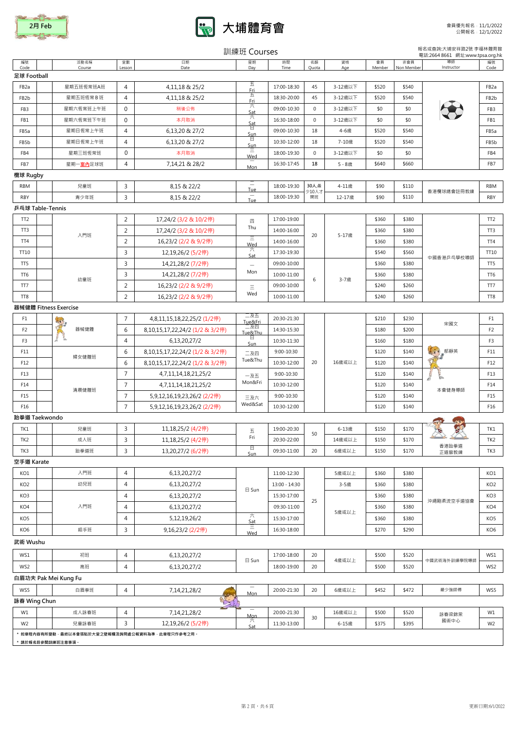2月 Feb

# 大埔體育會

會員優先報名 11/1/2022
公開報名 12/1/2022

## 訓練班 Courses

報名或查詢:大埔安祥路2號 李福林體育館
電話:2664 8661 網址:www.tpsa.org.hk

| 編號 Code | | 活動名稱 Course | 堂數 Lesson | 日期 Date | 星期 Day | 時間 Time | 名額 Quota | 資格 Age | 會員 Member | 非會員 Non Member | 導師 Instructor | 編號 Code |
|---|---|---|---|---|---|---|---|---|---|---|---|---|
| **足球 Football** | | | | | | | | | | | | |
| FB2a | | 星期五班恆常A班 | 4 | 4,11,18 & 25/2 | 五 Fri | 17:00-18:30 | 45 | 3-12歲以下 | $520 | $540 | | FB2a |
| FB2b | | 星期五班恆常Ｂ班 | 4 | 4,11,18 & 25/2 | 五 Fri | 18:30-20:00 | 45 | 3-12歲以下 | $520 | $540 | | FB2b |
| FB3 | | 星期六恆常班上午班 | 0 | 稍後公佈 | 六 Sat | 09:00-10:30 | 0 | 3-12歲以下 | $0 | $0 | | FB3 |
| FB1 | | 星期六恆常班下午班 | 0 | 本月取消 | 六 Sat | 16:30-18:00 | 0 | 3-12歲以下 | $0 | $0 | | FB1 |
| FB5a | | 星期日恆常上午班 | 4 | 6,13,20 & 27/2 | 日 Sun | 09:00-10:30 | 18 | 4-6歲 | $520 | $540 | | FB5a |
| FB5b | | 星期日恆常上午班 | 4 | 6,13,20 & 27/2 | 日 Sun | 10:30-12:00 | 18 | 7-10歲 | $520 | $540 | | FB5b |
| FB4 | | 星期三班恆常班 | 0 | 本月取消 | 三 Wed | 18:00-19:30 | 0 | 3-12歲以下 | $0 | $0 | | FB4 |
| FB7 | | 星期一室內足球班 | 4 | 7,14,21 & 28/2 | 一 Mon | 16:30-17:45 | 18 | 5 - 8歲 | $640 | $660 | | FB7 |
| **欖球 Rugby** | | | | | | | | | | | | |
| RBM | | 兒童班 | 3 | 8,15 & 22/2 | 二 Tue | 18:00-19:30 | 30人,最少10人才開班 | 4-11歲 | $90 | $110 | 香港欖球總會註冊教練 | RBM |
| RBY | | 青少年班 | 3 | 8,15 & 22/2 | 二 Tue | 18:00-19:30 | | 12-17歲 | $90 | $110 | | RBY |
| **乒乓球 Table-Tennis** | | | | | | | | | | | | |
| TT2 | | 入門班 | 2 | 17,24/2 (3/2 & 10/2停) | 四 Thu | 17:00-19:00 | 20 | 5-17歲 | $360 | $380 | 中國香港乒乓學校導師 | TT2 |
| TT3 | | 入門班 | 2 | 17,24/2 (3/2 & 10/2停) | 四 Thu | 14:00-16:00 | 20 | 5-17歲 | $360 | $380 | | TT3 |
| TT4 | | 入門班 | 2 | 16,23/2 (2/2 & 9/2停) | 三 Wed | 14:00-16:00 | 20 | 5-17歲 | $360 | $380 | | TT4 |
| TT10 | | 入門班 | 3 | 12,19,26/2 (5/2停) | 六 Sat | 17:30-19:30 | 20 | 5-17歲 | $540 | $560 | | TT10 |
| TT5 | | 幼童班 | 3 | 14,21,28/2 (7/2停) | 一 Mon | 09:00-10:00 | 6 | 3-7歲 | $360 | $380 | | TT5 |
| TT6 | | 幼童班 | 3 | 14,21,28/2 (7/2停) | 一 Mon | 10:00-11:00 | 6 | 3-7歲 | $360 | $380 | | TT6 |
| TT7 | | 幼童班 | 2 | 16,23/2 (2/2 & 9/2停) | 三 Wed | 09:00-10:00 | 6 | 3-7歲 | $240 | $260 | | TT7 |
| TT8 | | 幼童班 | 2 | 16,23/2 (2/2 & 9/2停) | 三 Wed | 10:00-11:00 | 6 | 3-7歲 | $240 | $260 | | TT8 |
| **器械健體 Fitness Exercise** | | | | | | | | | | | | |
| F1 | | 器械健體 | 7 | 4,8,11,15,18,22,25/2 (1/2停) | 二及五 Tue&Fri | 20:30-21:30 | 20 | 16歲或以上 | $210 | $230 | 宋國文 | F1 |
| F2 | | 器械健體 | 6 | 8,10,15,17,22,24/2 (1/2 & 3/2停) | 二及四 Tue&Thu | 14:30-15:30 | 20 | 16歲或以上 | $180 | $200 | 宋國文 | F2 |
| F3 | | 器械健體 | 4 | 6,13,20,27/2 | 日 Sun | 10:30-11:30 | 20 | 16歲或以上 | $160 | $180 | | F3 |
| F11 | | 婦女健體班 | 6 | 8,10,15,17,22,24/2 (1/2 & 3/2停) | 二及四 Tue&Thu | 9:00-10:30 | 20 | 16歲或以上 | $120 | $140 | 郁靜英 | F11 |
| F12 | | 婦女健體班 | 6 | 8,10,15,17,22,24/2 (1/2 & 3/2停) | 二及四 Tue&Thu | 10:30-12:00 | 20 | 16歲或以上 | $120 | $140 | | F12 |
| F13 | | 清晨健體班 | 7 | 4,7,11,14,18,21,25/2 | 一及五 Mon&Fri | 9:00-10:30 | 20 | 16歲或以上 | $120 | $140 | | F13 |
| F14 | | 清晨健體班 | 7 | 4,7,11,14,18,21,25/2 | 一及五 Mon&Fri | 10:30-12:00 | 20 | 16歲或以上 | $120 | $140 | 本會健身導師 | F14 |
| F15 | | 清晨健體班 | 7 | 5,9,12,16,19,23,26/2 (2/2停) | 三及六 Wed&Sat | 9:00-10:30 | 20 | 16歲或以上 | $120 | $140 | | F15 |
| F16 | | 清晨健體班 | 7 | 5,9,12,16,19,23,26/2 (2/2停) | 三及六 Wed&Sat | 10:30-12:00 | 20 | 16歲或以上 | $120 | $140 | | F16 |
| **跆拳道 Taekwondo** | | | | | | | | | | | | |
| TK1 | | 兒童班 | 3 | 11,18,25/2 (4/2停) | 五 Fri | 19:00-20:30 | 50 | 6-13歲 | $150 | $170 | 香港跆拳道正道館教練 | TK1 |
| TK2 | | 成人班 | 3 | 11,18,25/2 (4/2停) | 五 Fri | 20:30-22:00 | 50 | 14歲或以上 | $150 | $170 | | TK2 |
| TK3 | | 跆拳道班 | 3 | 13,20,27/2 (6/2停) | 日 Sun | 09:30-11:00 | 20 | 6歲或以上 | $150 | $170 | | TK3 |
| **空手道 Karate** | | | | | | | | | | | | |
| KO1 | | 入門班 | 4 | 6,13,20,27/2 | 日 Sun | 11:00-12:30 | 25 | 5歲或以上 | $360 | $380 | 沖繩剛柔流空手道協會 | KO1 |
| KO2 | | 幼兒班 | 4 | 6,13,20,27/2 | 日 Sun | 13:00 - 14:30 | 25 | 3-5歲 | $360 | $380 | | KO2 |
| KO3 | | 入門班 | 4 | 6,13,20,27/2 | 日 Sun | 15:30-17:00 | 25 | 5歲或以上 | $360 | $380 | | KO3 |
| KO4 | | 入門班 | 4 | 6,13,20,27/2 | 日 Sun | 09:30-11:00 | 25 | 5歲或以上 | $360 | $380 | | KO4 |
| KO5 | | 入門班 | 4 | 5,12,19,26/2 | 六 Sat | 15:30-17:00 | 25 | 5歲或以上 | $360 | $380 | | KO5 |
| KO6 | | 組手班 | 3 | 9,16,23/2 (2/2停) | 三 Wed | 16:30-18:00 | 25 | 5歲或以上 | $270 | $290 | | KO6 |
| **武術 Wushu** | | | | | | | | | | | | |
| WS1 | | 初班 | 4 | 6,13,20,27/2 | 日 Sun | 17:00-18:00 | 20 | 4歲或以上 | $500 | $520 | 中國武術海外訓練學院導師 | WS1 |
| WS2 | | 高班 | 4 | 6,13,20,27/2 | 日 Sun | 18:00-19:00 | 20 | 4歲或以上 | $500 | $520 | | WS2 |
| **白眉功夫 Pak Mei Kung Fu** | | | | | | | | | | | | |
| WS5 | | 白眉拳班 | 4 | 7,14,21,28/2 | 一 Mon | 20:00-21:30 | 20 | 6歲或以上 | $452 | $472 | 嚴少強師傅 | WS5 |
| **詠春 Wing Chun** | | | | | | | | | | | | |
| W1 | | 成人詠春班 | 4 | 7,14,21,28/2 | 一 Mon | 20:00-21:30 | 30 | 16歲或以上 | $500 | $520 | 詠春梁錦棠國術中心 | W1 |
| W2 | | 兒童詠春班 | 3 | 12,19,26/2 (5/2停) | 六 Sat | 11:30-13:00 | 30 | 6-15歲 | $375 | $395 | | W2 |

* 如章程內容有所變動，最終以本會張貼於大堂之壁報欄及詢問處公報資料為準，此章程只作參考之用。
* 請於報名前參閱訓練班注意事項。

更新日期:6/1/2022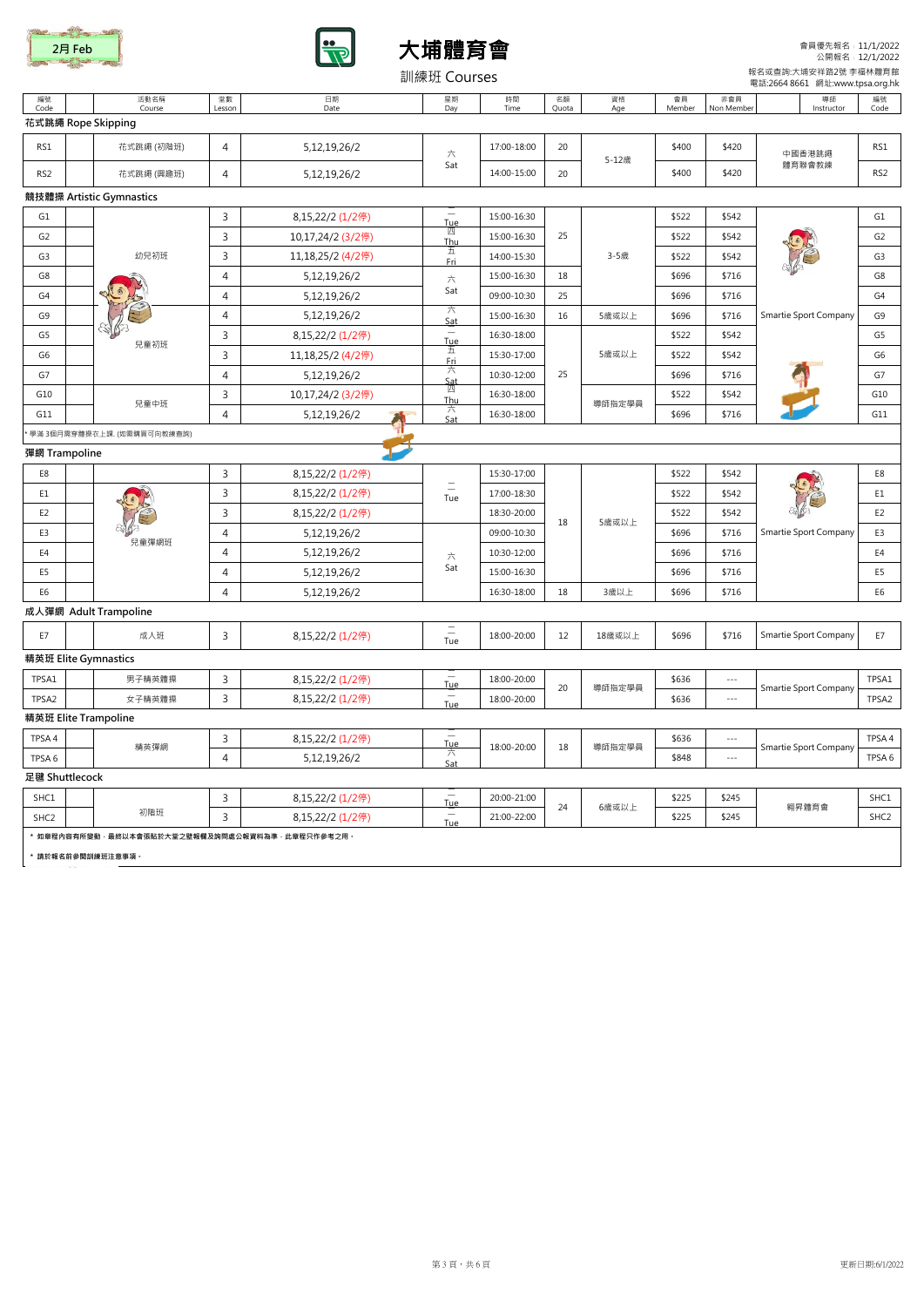2月 Feb

# 大埔體育會

訓練班 Courses

會員優先報名：11/1/2022
公開報名：12/1/2022

報名或查詢:大埔安祥路2號 李福林體育館
電話:2664 8661 網址:www.tpsa.org.hk

| 編號 Code | | 活動名稱 Course | 堂數 Lesson | 日期 Date | 星期 Day | 時間 Time | 名額 Quota | 資格 Age | 會員 Member | 非會員 Non Member | 導師 Instructor | 編號 Code |
|---|---|---|---|---|---|---|---|---|---|---|---|---|
| **花式跳繩 Rope Skipping** | | | | | | | | | | | | |
| RS1 | | 花式跳繩 (初階班) | 4 | 5,12,19,26/2 | 六 Sat | 17:00-18:00 | 20 | 5-12歲 | $400 | $420 | 中國香港跳繩體育聯會教練 | RS1 |
| RS2 | | 花式跳繩 (興趣班) | 4 | 5,12,19,26/2 | | 14:00-15:00 | 20 | | $400 | $420 | | RS2 |
| **競技體操 Artistic Gymnastics** | | | | | | | | | | | | |
| G1 | | 幼兒初班 | 3 | 8,15,22/2 (1/2停) | 二 Tue | 15:00-16:30 | 25 | 3-5歲 | $522 | $542 | Smartie Sport Company | G1 |
| G2 | | | 3 | 10,17,24/2 (3/2停) | 四 Thu | 15:00-16:30 | | | $522 | $542 | | G2 |
| G3 | | | 3 | 11,18,25/2 (4/2停) | 五 Fri | 14:00-15:30 | | | $522 | $542 | | G3 |
| G8 | | | 4 | 5,12,19,26/2 | 六 Sat | 15:00-16:30 | 18 | | $696 | $716 | | G8 |
| G4 | | | 4 | 5,12,19,26/2 | | 09:00-10:30 | 25 | | $696 | $716 | | G4 |
| G9 | | 兒童初班 | 4 | 5,12,19,26/2 | 六 Sat | 15:00-16:30 | 16 | 5歲或以上 | $696 | $716 | | G9 |
| G5 | | | 3 | 8,15,22/2 (1/2停) | 二 Tue | 16:30-18:00 | 25 | 5歲或以上 | $522 | $542 | | G5 |
| G6 | | | 3 | 11,18,25/2 (4/2停) | 五 Fri | 15:30-17:00 | | | $522 | $542 | | G6 |
| G7 | | | 4 | 5,12,19,26/2 | 六 Sat | 10:30-12:00 | | | $696 | $716 | | G7 |
| G10 | | 兒童中班 | 3 | 10,17,24/2 (3/2停) | 四 Thu | 16:30-18:00 | | 導師指定學員 | $522 | $542 | | G10 |
| G11 | | | 4 | 5,12,19,26/2 | 六 Sat | 16:30-18:00 | | | $696 | $716 | | G11 |

* 學滿 3個月需穿體操衣上課. (如需購買可向教練查詢)

| 編號 Code | | 活動名稱 Course | 堂數 Lesson | 日期 Date | 星期 Day | 時間 Time | 名額 Quota | 資格 Age | 會員 Member | 非會員 Non Member | 導師 Instructor | 編號 Code |
|---|---|---|---|---|---|---|---|---|---|---|---|---|
| **彈網 Trampoline** | | | | | | | | | | | | |
| E8 | | 兒童彈網班 | 3 | 8,15,22/2 (1/2停) | 二 Tue | 15:30-17:00 | 18 | 5歲或以上 | $522 | $542 | Smartie Sport Company | E8 |
| E1 | | | 3 | 8,15,22/2 (1/2停) | | 17:00-18:30 | | | $522 | $542 | | E1 |
| E2 | | | 3 | 8,15,22/2 (1/2停) | | 18:30-20:00 | | | $522 | $542 | | E2 |
| E3 | | | 4 | 5,12,19,26/2 | 六 Sat | 09:00-10:30 | | | $696 | $716 | | E3 |
| E4 | | | 4 | 5,12,19,26/2 | | 10:30-12:00 | | | $696 | $716 | | E4 |
| E5 | | | 4 | 5,12,19,26/2 | | 15:00-16:30 | | | $696 | $716 | | E5 |
| E6 | | | 4 | 5,12,19,26/2 | | 16:30-18:00 | 18 | 3歲以上 | $696 | $716 | | E6 |
| **成人彈網 Adult Trampoline** | | | | | | | | | | | | |
| E7 | | 成人班 | 3 | 8,15,22/2 (1/2停) | 二 Tue | 18:00-20:00 | 12 | 18歲或以上 | $696 | $716 | Smartie Sport Company | E7 |
| **精英班 Elite Gymnastics** | | | | | | | | | | | | |
| TPSA1 | | 男子精英體操 | 3 | 8,15,22/2 (1/2停) | 二 Tue | 18:00-20:00 | 20 | 導師指定學員 | $636 | --- | Smartie Sport Company | TPSA1 |
| TPSA2 | | 女子精英體操 | 3 | 8,15,22/2 (1/2停) | 二 Tue | 18:00-20:00 | | | $636 | --- | | TPSA2 |
| **精英班 Elite Trampoline** | | | | | | | | | | | | |
| TPSA 4 | | 精英彈網 | 3 | 8,15,22/2 (1/2停) | 二 Tue | 18:00-20:00 | 18 | 導師指定學員 | $636 | --- | Smartie Sport Company | TPSA 4 |
| TPSA 6 | | | 4 | 5,12,19,26/2 | 六 Sat | | | | $848 | --- | | TPSA 6 |
| **毽 Shuttlecock** | | | | | | | | | | | | |
| SHC1 | | 初階班 | 3 | 8,15,22/2 (1/2停) | 二 Tue | 20:00-21:00 | 24 | 6歲或以上 | $225 | $245 | 翱昇體育會 | SHC1 |
| SHC2 | | | 3 | 8,15,22/2 (1/2停) | 二 Tue | 21:00-22:00 | | | $225 | $245 | | SHC2 |

* 如章程內容有所變動，最終以本會張貼於大堂之壁報欄及詢問處公報資料為準，此章程只作參考之用。

* 請於報名前參閱訓練班注意事項。

更新日期:6/1/2022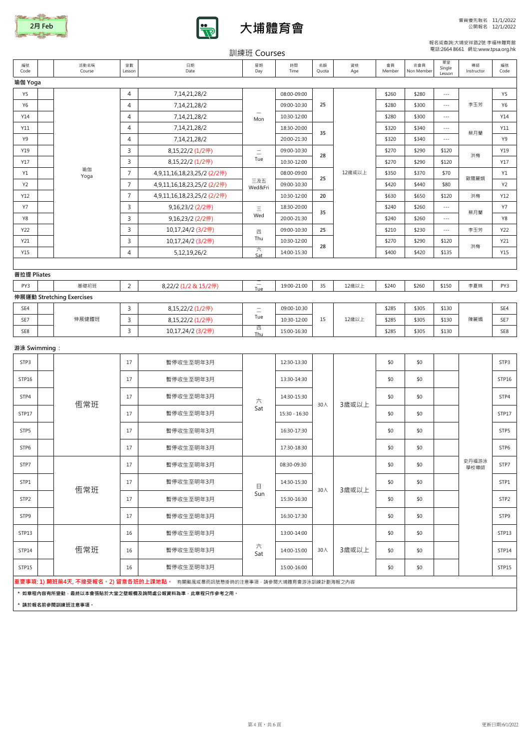2月 Feb

# 大埔體育會

會員優先報名：11/1/2022
公開報名：12/1/2022

報名或查詢:大埔安祥路2號 李福林體育館
電話:2664 8661 網址:www.tpsa.org.hk

## 訓練班 Courses

| 編號 Code | | 活動名稱 Course | 堂數 Lesson | 日期 Date | 星期 Day | 時間 Time | 名額 Quota | 資格 Age | 會員 Member | 非會員 Non Member | 單堂 Single Lesson | 導師 Instructor | 編號 Code |
|---|---|---|---|---|---|---|---|---|---|---|---|---|---|
| **瑜伽 Yoga** | | | | | | | | | | | | | |
| Y5 | | 瑜伽 Yoga | 4 | 7,14,21,28/2 | 一 Mon | 08:00-09:00 | 25 | 12歲或以上 | $260 | $280 | --- | 李玉芳 | Y5 |
| Y6 | | | 4 | 7,14,21,28/2 | | 09:00-10:30 | | | $280 | $300 | --- | | Y6 |
| Y14 | | | 4 | 7,14,21,28/2 | | 10:30-12:00 | | | $280 | $300 | --- | | Y14 |
| Y11 | | | 4 | 7,14,21,28/2 | | 18:30-20:00 | 35 | | $320 | $340 | --- | 蔡月蘭 | Y11 |
| Y9 | | | 4 | 7,14,21,28/2 | | 20:00-21:30 | | | $320 | $340 | --- | | Y9 |
| Y19 | | | 3 | 8,15,22/2 (1/2停) | 二 Tue | 09:00-10:30 | 28 | | $270 | $290 | $120 | 洪梅 | Y19 |
| Y17 | | | 3 | 8,15,22/2 (1/2停) | | 10:30-12:00 | | | $270 | $290 | $120 | | Y17 |
| Y1 | | | 7 | 4,9,11,16,18,23,25/2 (2/2停) | 三及五 Wed&Fri | 08:00-09:00 | 25 | | $350 | $370 | $70 | 歐陽麗娟 | Y1 |
| Y2 | | | 7 | 4,9,11,16,18,23,25/2 (2/2停) | | 09:00-10:30 | | | $420 | $440 | $80 | | Y2 |
| Y12 | | | 7 | 4,9,11,16,18,23,25/2 (2/2停) | | 10:30-12:00 | 20 | | $630 | $650 | $120 | 洪梅 | Y12 |
| Y7 | | | 3 | 9,16,23/2 (2/2停) | 三 Wed | 18:30-20:00 | 35 | | $240 | $260 | --- | 蔡月蘭 | Y7 |
| Y8 | | | 3 | 9,16,23/2 (2/2停) | | 20:00-21:30 | | | $240 | $260 | --- | | Y8 |
| Y22 | | | 3 | 10,17,24/2 (3/2停) | 四 Thu | 09:00-10:30 | 25 | | $210 | $230 | --- | 李玉芳 | Y22 |
| Y21 | | | 3 | 10,17,24/2 (3/2停) | | 10:30-12:00 | 28 | | $270 | $290 | $120 | 洪梅 | Y21 |
| Y15 | | | 4 | 5,12,19,26/2 | 六 Sat | 14:00-15:30 | | | $400 | $420 | $135 | | Y15 |
| **普拉提 Pliates** | | | | | | | | | | | | | |
| PY3 | | 基礎初班 | 2 | 8,22/2 (1/2 & 15/2停) | 二 Tue | 19:00-21:00 | 35 | 12歲以上 | $240 | $260 | $150 | 李夏妹 | PY3 |
| **伸展運動 Stretching Exercises** | | | | | | | | | | | | | |
| SE4 | | 伸展健體班 | 3 | 8,15,22/2 (1/2停) | 二 Tue | 09:00-10:30 | 15 | 12歲以上 | $285 | $305 | $130 | 陳麗嫺 | SE4 |
| SE7 | | | 3 | 8,15,22/2 (1/2停) | | 10:30-12:00 | | | $285 | $305 | $130 | | SE7 |
| SE8 | | | 3 | 10,17,24/2 (3/2停) | 四 Thu | 15:00-16:30 | | | $285 | $305 | $130 | | SE8 |
| **游泳 Swimming：** | | | | | | | | | | | | | |
| STP3 | | 恆常班 | 17 | 暫停收生至明年3月 | 六 Sat | 12:30-13:30 | 30人 | 3歲或以上 | $0 | $0 | | 史丹福游泳學校導師 | STP3 |
| STP16 | | | 17 | 暫停收生至明年3月 | | 13:30-14:30 | | | $0 | $0 | | | STP16 |
| STP4 | | | 17 | 暫停收生至明年3月 | | 14:30-15:30 | | | $0 | $0 | | | STP4 |
| STP17 | | | 17 | 暫停收生至明年3月 | | 15:30 - 16:30 | | | $0 | $0 | | | STP17 |
| STP5 | | | 17 | 暫停收生至明年3月 | | 16:30-17:30 | | | $0 | $0 | | | STP5 |
| STP6 | | | 17 | 暫停收生至明年3月 | | 17:30-18:30 | | | $0 | $0 | | | STP6 |
| STP7 | | 恆常班 | 17 | 暫停收生至明年3月 | 日 Sun | 08:30-09:30 | 30人 | 3歲或以上 | $0 | $0 | | | STP7 |
| STP1 | | | 17 | 暫停收生至明年3月 | | 14:30-15:30 | | | $0 | $0 | | | STP1 |
| STP2 | | | 17 | 暫停收生至明年3月 | | 15:30-16:30 | | | $0 | $0 | | | STP2 |
| STP9 | | | 17 | 暫停收生至明年3月 | | 16:30-17:30 | | | $0 | $0 | | | STP9 |
| STP13 | | 恆常班 | 16 | 暫停收生至明年3月 | 六 Sat | 13:00-14:00 | 30人 | 3歲或以上 | $0 | $0 | | | STP13 |
| STP14 | | | 16 | 暫停收生至明年3月 | | 14:00-15:00 | | | $0 | $0 | | | STP14 |
| STP15 | | | 16 | 暫停收生至明年3月 | | 15:00-16:00 | | | $0 | $0 | | | STP15 |

**重要事項: 1) 開班前4天, 不接受報名。2) 留意各班的上課地點。** 有關颱風或暴雨訊號懸掛時的注意事項，請參閱大埔體育會游泳訓練計劃海報之內容

**＊ 如章程內容有所變動，最終以本會張貼於大堂之壁報欄及詢問處公報資料為準，此章程只作參考之用。**

**＊ 請於報名前參閱訓練班注意事項。**

更新日期:6/1/2022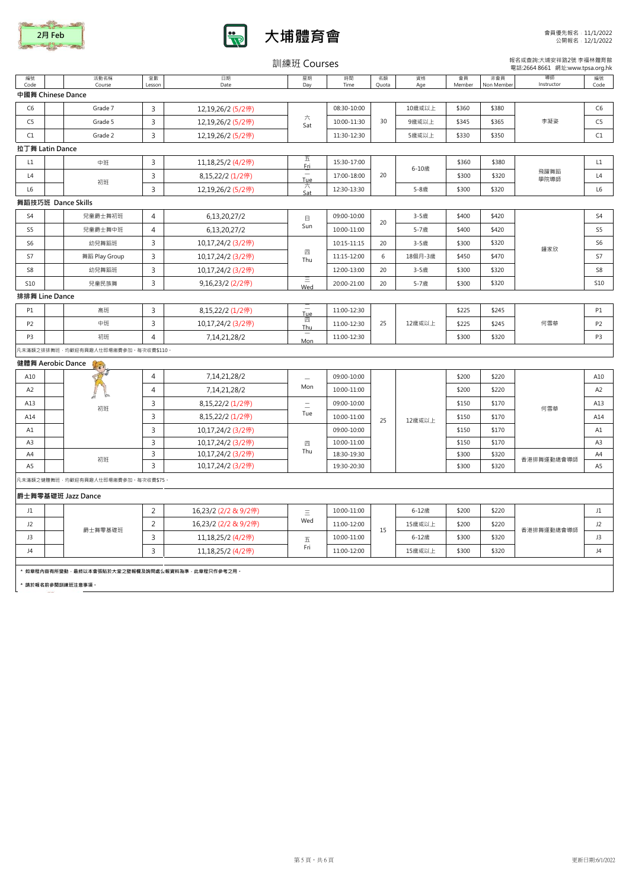2月 Feb

# 大埔體育會

會員優先報名 11/1/2022
公開報名 12/1/2022

## 訓練班 Courses

報名或查詢:大埔安祥路2號 李福林體育館
電話:2664 8661 網址:www.tpsa.org.hk

| 編號 Code | | 活動名稱 Course | 堂數 Lesson | 日期 Date | 星期 Day | 時間 Time | 名額 Quota | 資格 Age | 會員 Member | 非會員 Non Member | 導師 Instructor | 編號 Code |
|---|---|---|---|---|---|---|---|---|---|---|---|---|
| **中國舞 Chinese Dance** | | | | | | | | | | | | |
| C6 | | Grade 7 | 3 | 12,19,26/2 (5/2停) | 六 Sat | 08:30-10:00 | 30 | 10歲或以上 | $360 | $380 | 李凝姿 | C6 |
| C5 | | Grade 5 | 3 | 12,19,26/2 (5/2停) | 六 Sat | 10:00-11:30 | 30 | 9歲或以上 | $345 | $365 | 李凝姿 | C5 |
| C1 | | Grade 2 | 3 | 12,19,26/2 (5/2停) | 六 Sat | 11:30-12:30 | 30 | 5歲或以上 | $330 | $350 | 李凝姿 | C1 |
| **拉丁舞 Latin Dance** | | | | | | | | | | | | |
| L1 | | 中班 | 3 | 11,18,25/2 (4/2停) | 五 Fri | 15:30-17:00 | 20 | 6-10歲 | $360 | $380 | 飛躍舞蹈學院導師 | L1 |
| L4 | | 初班 | 3 | 8,15,22/2 (1/2停) | 二 Tue | 17:00-18:00 | 20 | 6-10歲 | $300 | $320 | 飛躍舞蹈學院導師 | L4 |
| L6 | | 初班 | 3 | 12,19,26/2 (5/2停) | 六 Sat | 12:30-13:30 | 20 | 5-8歲 | $300 | $320 | 飛躍舞蹈學院導師 | L6 |
| **舞蹈技巧班 Dance Skills** | | | | | | | | | | | | |
| S4 | | 兒童爵士舞初班 | 4 | 6,13,20,27/2 | 日 Sun | 09:00-10:00 | 20 | 3-5歲 | $400 | $420 | 鍾家欣 | S4 |
| S5 | | 兒童爵士舞中班 | 4 | 6,13,20,27/2 | 日 Sun | 10:00-11:00 | 20 | 5-7歲 | $400 | $420 | 鍾家欣 | S5 |
| S6 | | 幼兒舞蹈班 | 3 | 10,17,24/2 (3/2停) | 四 Thu | 10:15-11:15 | 20 | 3-5歲 | $300 | $320 | 鍾家欣 | S6 |
| S7 | | 舞蹈 Play Group | 3 | 10,17,24/2 (3/2停) | 四 Thu | 11:15-12:00 | 6 | 18個月-3歲 | $450 | $470 | 鍾家欣 | S7 |
| S8 | | 幼兒舞蹈班 | 3 | 10,17,24/2 (3/2停) | 四 Thu | 12:00-13:00 | 20 | 3-5歲 | $300 | $320 | 鍾家欣 | S8 |
| S10 | | 兒童民族舞 | 3 | 9,16,23/2 (2/2停) | 三 Wed | 20:00-21:00 | 20 | 5-7歲 | $300 | $320 | 鍾家欣 | S10 |
| **排排舞 Line Dance** | | | | | | | | | | | | |
| P1 | | 高班 | 3 | 8,15,22/2 (1/2停) | 二 Tue | 11:00-12:30 | 25 | 12歲或以上 | $225 | $245 | 何雪華 | P1 |
| P2 | | 中班 | 3 | 10,17,24/2 (3/2停) | 四 Thu | 11:00-12:30 | 25 | 12歲或以上 | $225 | $245 | 何雪華 | P2 |
| P3 | | 初班 | 4 | 7,14,21,28/2 | 一 Mon | 11:00-12:30 | 25 | 12歲或以上 | $300 | $320 | 何雪華 | P3 |
| 凡未滿額之排排舞班，均歡迎有興趣人仕即場繳費參加，每次收費$110。 | | | | | | | | | | | | |
| **健體舞 Aerobic Dance** | | | | | | | | | | | | |
| A10 | | 初班 | 4 | 7,14,21,28/2 | 一 Mon | 09:00-10:00 | 25 | 12歲或以上 | $200 | $220 | 何雪華 | A10 |
| A2 | | 初班 | 4 | 7,14,21,28/2 | 一 Mon | 10:00-11:00 | 25 | 12歲或以上 | $200 | $220 | 何雪華 | A2 |
| A13 | | 初班 | 3 | 8,15,22/2 (1/2停) | 二 Tue | 09:00-10:00 | 25 | 12歲或以上 | $150 | $170 | 何雪華 | A13 |
| A14 | | 初班 | 3 | 8,15,22/2 (1/2停) | 二 Tue | 10:00-11:00 | 25 | 12歲或以上 | $150 | $170 | 何雪華 | A14 |
| A1 | | 初班 | 3 | 10,17,24/2 (3/2停) | 四 Thu | 09:00-10:00 | 25 | 12歲或以上 | $150 | $170 | 何雪華 | A1 |
| A3 | | 初班 | 3 | 10,17,24/2 (3/2停) | 四 Thu | 10:00-11:00 | 25 | 12歲或以上 | $150 | $170 | 何雪華 | A3 |
| A4 | | 初班 | 3 | 10,17,24/2 (3/2停) | 四 Thu | 18:30-19:30 | 25 | 12歲或以上 | $300 | $320 | 香港排舞運動總會導師 | A4 |
| A5 | | 初班 | 3 | 10,17,24/2 (3/2停) | 四 Thu | 19:30-20:30 | 25 | 12歲或以上 | $300 | $320 | 香港排舞運動總會導師 | A5 |
| 凡未滿額之健體舞班，均歡迎有興趣人仕即場繳費參加，每次收費$75。 | | | | | | | | | | | | |
| **爵士舞零基礎班 Jazz Dance** | | | | | | | | | | | | |
| J1 | | 爵士舞零基礎班 | 2 | 16,23/2 (2/2 & 9/2停) | 三 Wed | 10:00-11:00 | 15 | 6-12歲 | $200 | $220 | 香港排舞運動總會導師 | J1 |
| J2 | | 爵士舞零基礎班 | 2 | 16,23/2 (2/2 & 9/2停) | 三 Wed | 11:00-12:00 | 15 | 15歲或以上 | $200 | $220 | 香港排舞運動總會導師 | J2 |
| J3 | | 爵士舞零基礎班 | 3 | 11,18,25/2 (4/2停) | 五 Fri | 10:00-11:00 | 15 | 6-12歲 | $300 | $320 | 香港排舞運動總會導師 | J3 |
| J4 | | 爵士舞零基礎班 | 3 | 11,18,25/2 (4/2停) | 五 Fri | 11:00-12:00 | 15 | 15歲或以上 | $300 | $320 | 香港排舞運動總會導師 | J4 |

* 如章程內容有所變動，最終以本會張貼於大堂之壁報欄及詢問處公報資料為準，此章程只作參考之用。
* 請於報名前參閱訓練班注意事項。

更新日期:6/1/2022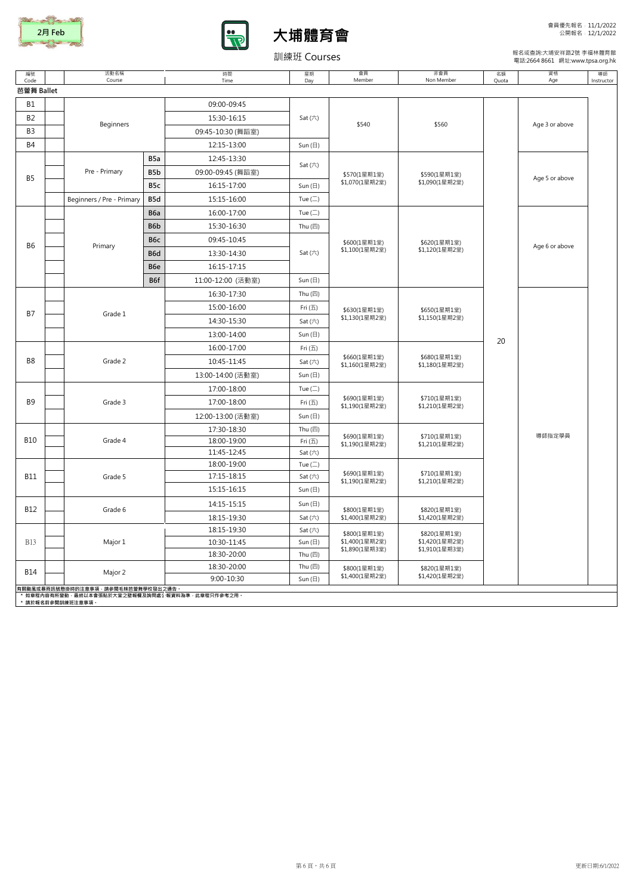2月 Feb

# 大埔體育會

訓練班 Courses

會員優先報名 : 11/1/2022
公開報名 : 12/1/2022

報名或查詢:大埔安祥路2號 李福林體育館
電話:2664 8661 網址:www.tpsa.org.hk

| 編號 Code | | 活動名稱 Course | | 時間 Time | 星期 Day | 會員 Member | 非會員 Non Member | 名額 Quota | 資格 Age | 導師 Instructor |
|---|---|---|---|---|---|---|---|---|---|---|
| **芭蕾舞 Ballet** | | | | | | | | | | |
| B1 | | Beginners | | 09:00-09:45 | Sat (六) | $540 | $560 | 20 | Age 3 or above | |
| B2 | | | | 15:30-16:15 | | | | | | |
| B3 | | | | 09:45-10:30 (舞蹈室) | | | | | | |
| B4 | | | | 12:15-13:00 | Sun (日) | | | | | |
| B5 | | Pre - Primary | B5a | 12:45-13:30 | Sat (六) | $570(1星期1堂) $1,070(1星期2堂) | $590(1星期1堂) $1,090(1星期2堂) | | Age 5 or above | |
| | | | B5b | 09:00-09:45 (舞蹈室) | | | | | | |
| | | | B5c | 16:15-17:00 | Sun (日) | | | | | |
| | | Beginners / Pre - Primary | B5d | 15:15-16:00 | Tue (二) | | | | | |
| B6 | | Primary | B6a | 16:00-17:00 | Tue (二) | $600(1星期1堂) $1,100(1星期2堂) | $620(1星期1堂) $1,120(1星期2堂) | | Age 6 or above | |
| | | | B6b | 15:30-16:30 | Thu (四) | | | | | |
| | | | B6c | 09:45-10:45 | Sat (六) | | | | | |
| | | | B6d | 13:30-14:30 | | | | | | |
| | | | B6e | 16:15-17:15 | | | | | | |
| | | | B6f | 11:00-12:00 (活動室) | Sun (日) | | | | | |
| B7 | | Grade 1 | | 16:30-17:30 | Thu (四) | $630(1星期1堂) $1,130(1星期2堂) | $650(1星期1堂) $1,150(1星期2堂) | | 導師指定學員 | |
| | | | | 15:00-16:00 | Fri (五) | | | | | |
| | | | | 14:30-15:30 | Sat (六) | | | | | |
| | | | | 13:00-14:00 | Sun (日) | | | | | |
| B8 | | Grade 2 | | 16:00-17:00 | Fri (五) | $660(1星期1堂) $1,160(1星期2堂) | $680(1星期1堂) $1,180(1星期2堂) | | | |
| | | | | 10:45-11:45 | Sat (六) | | | | | |
| | | | | 13:00-14:00 (活動室) | Sun (日) | | | | | |
| B9 | | Grade 3 | | 17:00-18:00 | Tue (二) | $690(1星期1堂) $1,190(1星期2堂) | $710(1星期1堂) $1,210(1星期2堂) | | | |
| | | | | 17:00-18:00 | Fri (五) | | | | | |
| | | | | 12:00-13:00 (活動室) | Sun (日) | | | | | |
| B10 | | Grade 4 | | 17:30-18:30 | Thu (四) | $690(1星期1堂) $1,190(1星期2堂) | $710(1星期1堂) $1,210(1星期2堂) | | | |
| | | | | 18:00-19:00 | Fri (五) | | | | | |
| | | | | 11:45-12:45 | Sat (六) | | | | | |
| B11 | | Grade 5 | | 18:00-19:00 | Tue (二) | $690(1星期1堂) $1,190(1星期2堂) | $710(1星期1堂) $1,210(1星期2堂) | | | |
| | | | | 17:15-18:15 | Sat (六) | | | | | |
| | | | | 15:15-16:15 | Sun (日) | | | | | |
| B12 | | Grade 6 | | 14:15-15:15 | Sun (日) | $800(1星期1堂) $1,400(1星期2堂) | $820(1星期1堂) $1,420(1星期2堂) | | | |
| | | | | 18:15-19:30 | Sat (六) | | | | | |
| B13 | | Major 1 | | 18:15-19:30 | Sat (六) | $800(1星期1堂) $1,400(1星期2堂) $1,890(1星期3堂) | $820(1星期1堂) $1,420(1星期2堂) $1,910(1星期3堂) | | | |
| | | | | 10:30-11:45 | Sun (日) | | | | | |
| | | | | 18:30-20:00 | Thu (四) | | | | | |
| B14 | | Major 2 | | 18:30-20:00 | Thu (四) | $800(1星期1堂) $1,400(1星期2堂) | $820(1星期1堂) $1,420(1星期2堂) | | | |
| | | | | 9:00-10:30 | Sun (日) | | | | | |

**有關颱風或暴雨訊號懸掛時的注意事項，請參閱毛妹芭蕾舞學校發出之通告。**

**＊ 如章程內容有所變動，最終以本會張貼於大堂之壁報欄及詢問處公報資料為準，此章程只作參考之用。**

**＊ 請於報名前參閱訓練班注意事項。**

更新日期:6/1/2022